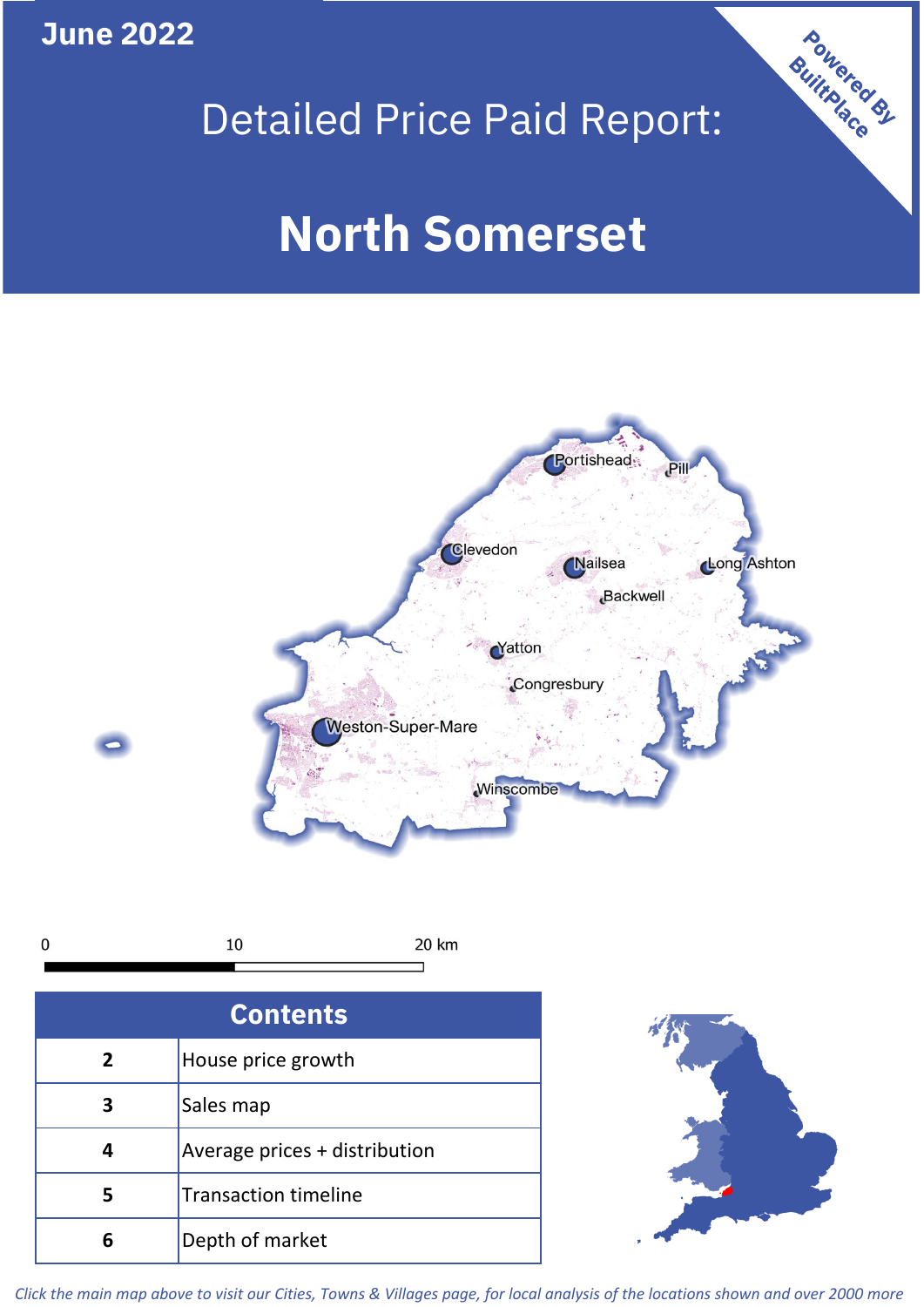June 2022

# Detailed Price Paid Report:

# North Somerset

Powered By BuiltPlace

0 10 20 km

| Contents | |
|---|---|
| 2 | House price growth |
| 3 | Sales map |
| 4 | Average prices + distribution |
| 5 | Transaction timeline |
| 6 | Depth of market |

*Click the main map above to visit our Cities, Towns & Villages page, for local analysis of the locations shown and over 2000 more*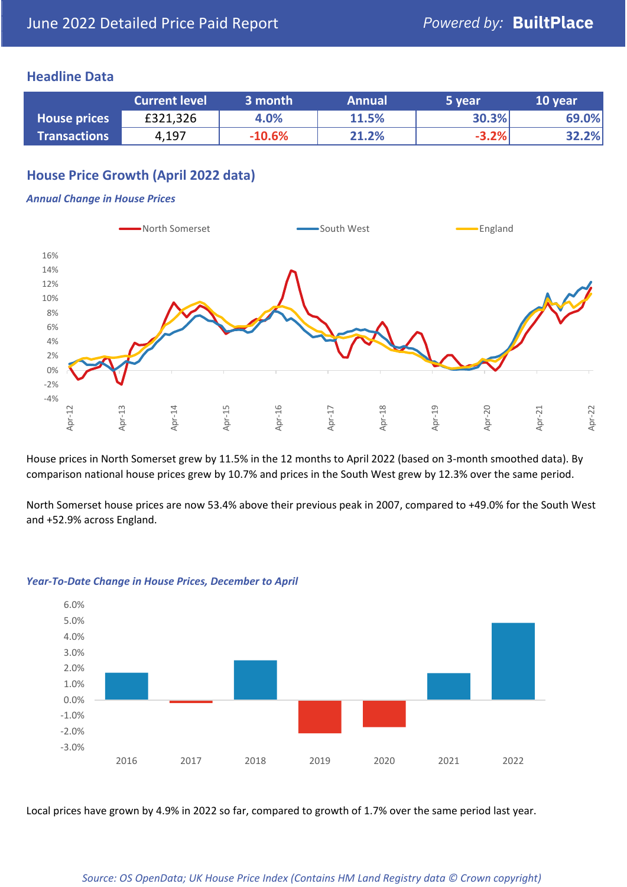# June 2022 Detailed Price Paid Report

Powered by: **BuiltPlace**

## Headline Data

| | Current level | 3 month | Annual | 5 year | 10 year |
|---|---|---|---|---|---|
| **House prices** | £321,326 | 4.0% | 11.5% | 30.3% | 69.0% |
| **Transactions** | 4,197 | -10.6% | 21.2% | -3.2% | 32.2% |

## House Price Growth (April 2022 data)

*Annual Change in House Prices*

House prices in North Somerset grew by 11.5% in the 12 months to April 2022 (based on 3-month smoothed data). By comparison national house prices grew by 10.7% and prices in the South West grew by 12.3% over the same period.

North Somerset house prices are now 53.4% above their previous peak in 2007, compared to +49.0% for the South West and +52.9% across England.

*Year-To-Date Change in House Prices, December to April*

Local prices have grown by 4.9% in 2022 so far, compared to growth of 1.7% over the same period last year.

*Source: OS OpenData; UK House Price Index (Contains HM Land Registry data © Crown copyright)*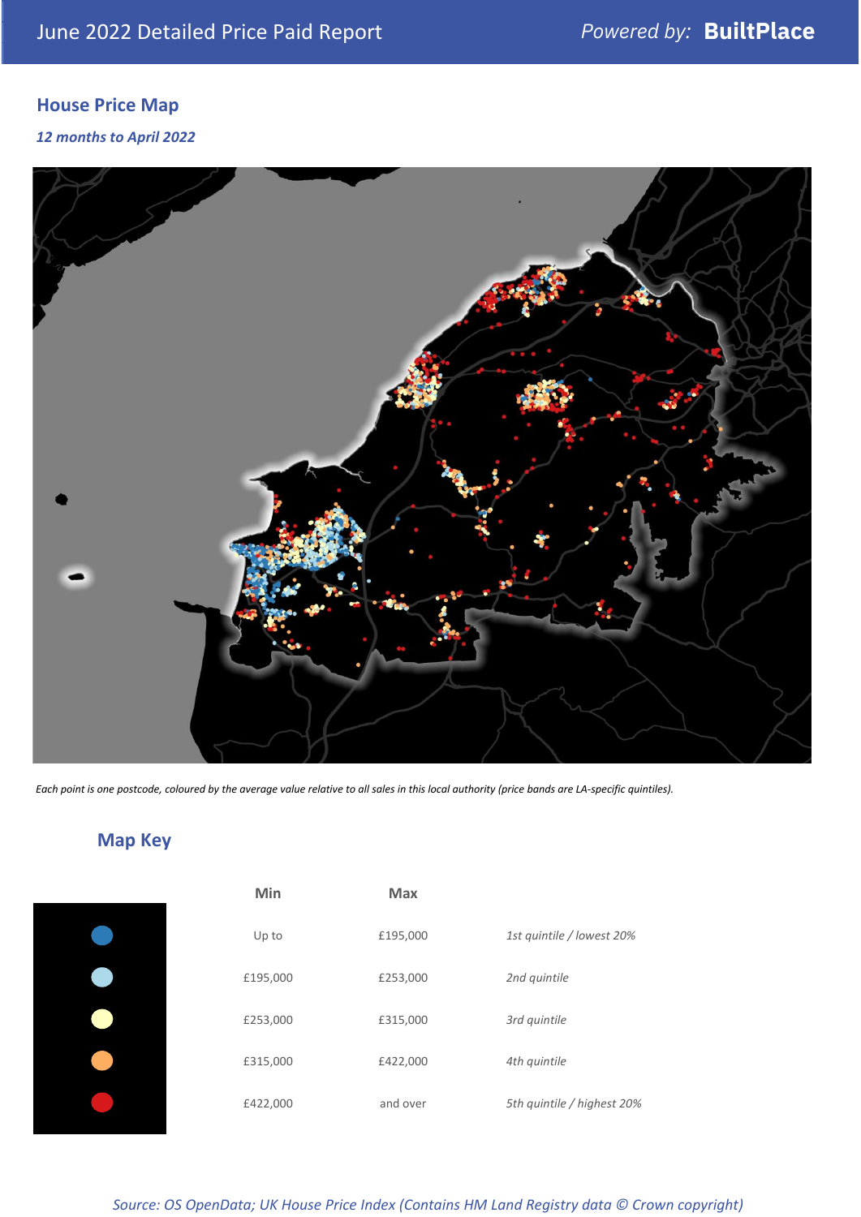June 2022 Detailed Price Paid Report

Powered by: **BuiltPlace**

## House Price Map

***12 months to April 2022***

*Each point is one postcode, coloured by the average value relative to all sales in this local authority (price bands are LA-specific quintiles).*

## Map Key

| | Min | Max | |
|---|---|---|---|
| ● (dark blue) | Up to | £195,000 | *1st quintile / lowest 20%* |
| ● (light blue) | £195,000 | £253,000 | *2nd quintile* |
| ● (pale yellow) | £253,000 | £315,000 | *3rd quintile* |
| ● (orange) | £315,000 | £422,000 | *4th quintile* |
| ● (red) | £422,000 | and over | *5th quintile / highest 20%* |

*Source: OS OpenData; UK House Price Index (Contains HM Land Registry data © Crown copyright)*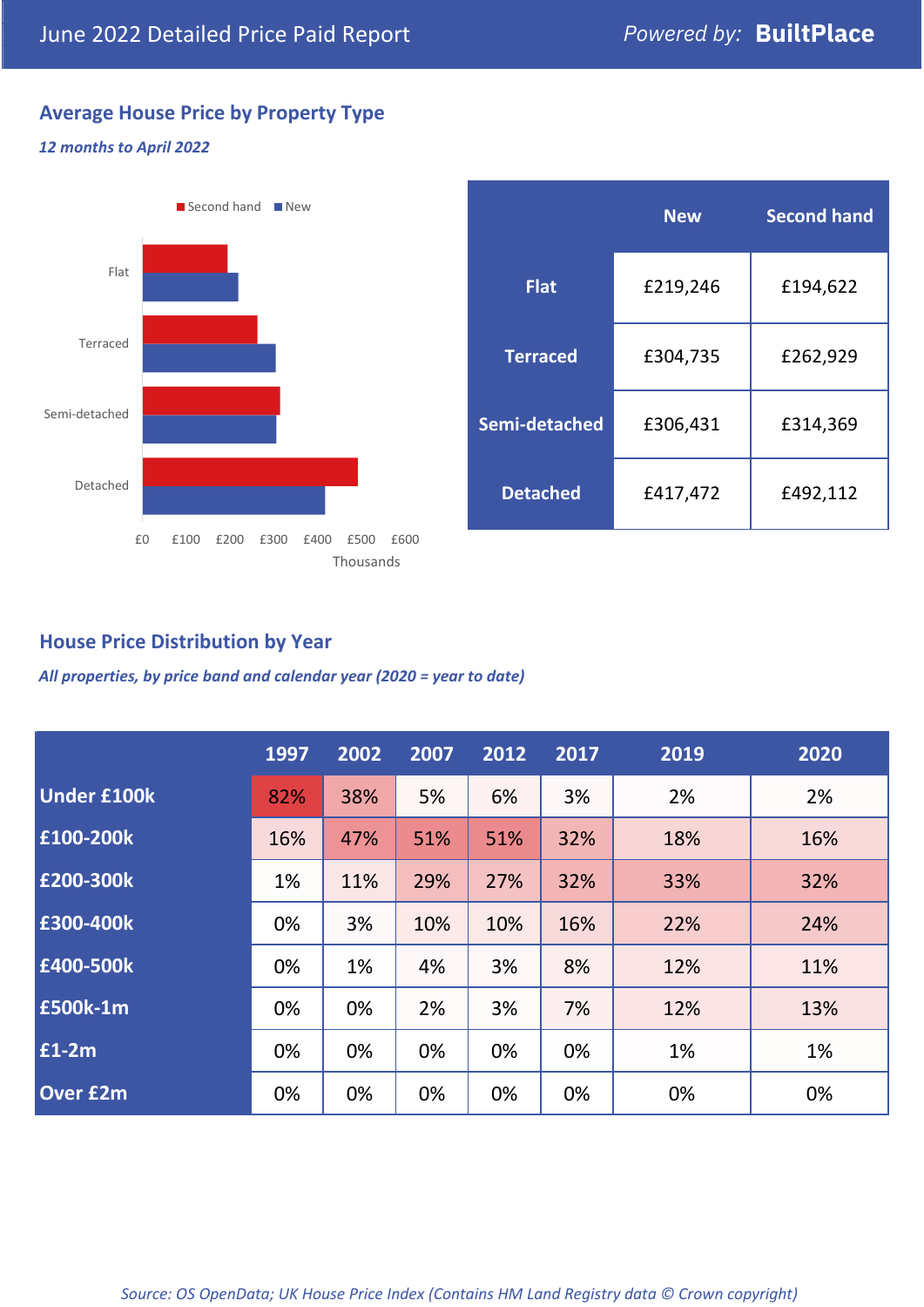# June 2022 Detailed Price Paid Report

*Powered by:* **BuiltPlace**

## Average House Price by Property Type

***12 months to April 2022***

| | New | Second hand |
|---|---|---|
| **Flat** | £219,246 | £194,622 |
| **Terraced** | £304,735 | £262,929 |
| **Semi-detached** | £306,431 | £314,369 |
| **Detached** | £417,472 | £492,112 |

## House Price Distribution by Year

***All properties, by price band and calendar year (2020 = year to date)***

| | 1997 | 2002 | 2007 | 2012 | 2017 | 2019 | 2020 |
|---|---|---|---|---|---|---|---|
| **Under £100k** | 82% | 38% | 5% | 6% | 3% | 2% | 2% |
| **£100-200k** | 16% | 47% | 51% | 51% | 32% | 18% | 16% |
| **£200-300k** | 1% | 11% | 29% | 27% | 32% | 33% | 32% |
| **£300-400k** | 0% | 3% | 10% | 10% | 16% | 22% | 24% |
| **£400-500k** | 0% | 1% | 4% | 3% | 8% | 12% | 11% |
| **£500k-1m** | 0% | 0% | 2% | 3% | 7% | 12% | 13% |
| **£1-2m** | 0% | 0% | 0% | 0% | 0% | 1% | 1% |
| **Over £2m** | 0% | 0% | 0% | 0% | 0% | 0% | 0% |

*Source: OS OpenData; UK House Price Index (Contains HM Land Registry data © Crown copyright)*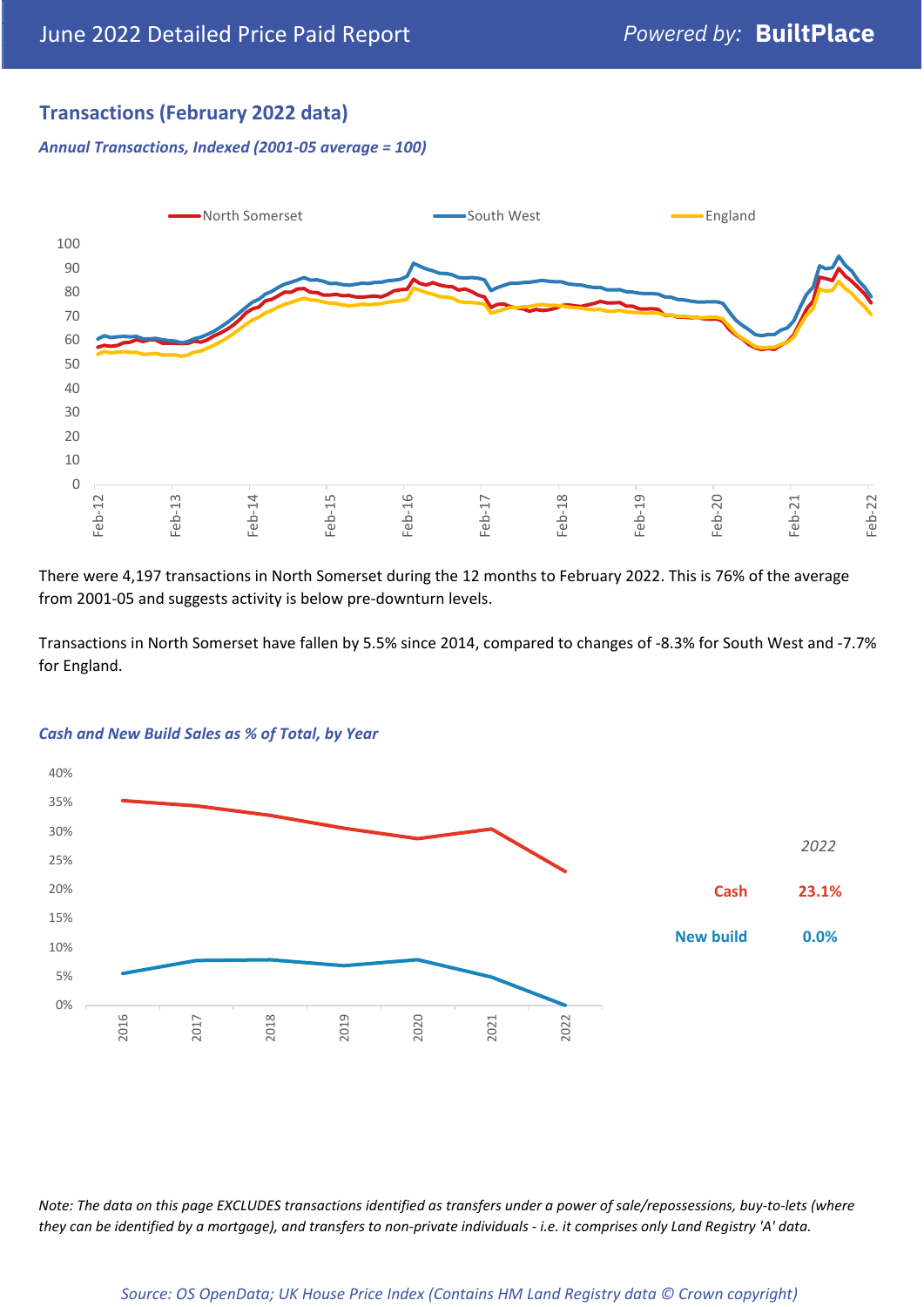## Transactions (February 2022 data)

*Annual Transactions, Indexed (2001-05 average = 100)*

There were 4,197 transactions in North Somerset during the 12 months to February 2022. This is 76% of the average from 2001-05 and suggests activity is below pre-downturn levels.

Transactions in North Somerset have fallen by 5.5% since 2014, compared to changes of -8.3% for South West and -7.7% for England.

*Cash and New Build Sales as % of Total, by Year*

| | 2022 |
|---|---|
| Cash | 23.1% |
| New build | 0.0% |

*Note: The data on this page EXCLUDES transactions identified as transfers under a power of sale/repossessions, buy-to-lets (where they can be identified by a mortgage), and transfers to non-private individuals - i.e. it comprises only Land Registry 'A' data.*

*Source: OS OpenData; UK House Price Index (Contains HM Land Registry data © Crown copyright)*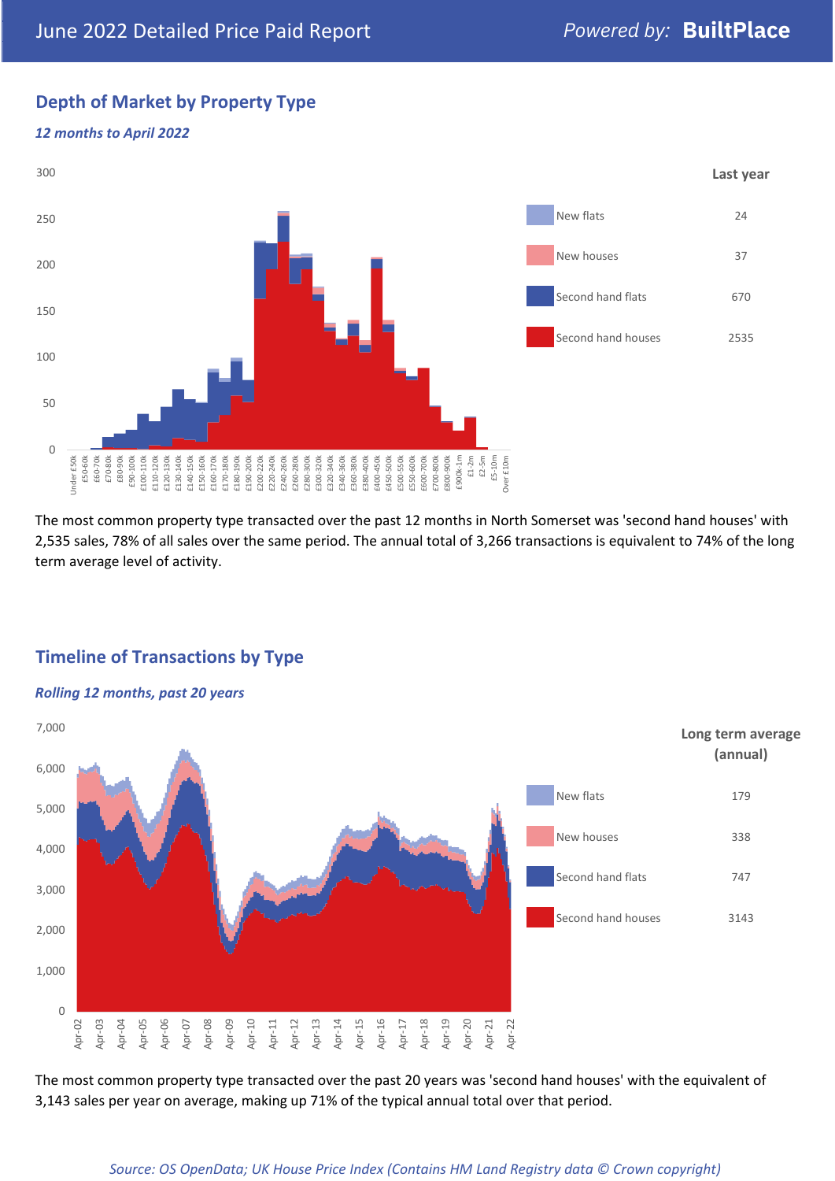June 2022 Detailed Price Paid Report

Powered by: **BuiltPlace**

## Depth of Market by Property Type

*12 months to April 2022*

300
250
200
150
100
50
0

Under £50k, £50-60k, £60-70k, £70-80k, £80-90k, £90-100k, £100-110k, £110-120k, £120-130k, £130-140k, £140-150k, £150-160k, £160-170k, £170-180k, £180-190k, £190-200k, £200-220k, £220-240k, £240-260k, £260-280k, £280-300k, £300-320k, £320-340k, £340-360k, £360-380k, £380-400k, £400-450k, £450-500k, £500-550k, £550-600k, £600-700k, £700-800k, £800-900k, £900k-1m, £1-2m, £2-5m, £5-10m, Over £10m

Last year

New flats 24
New houses 37
Second hand flats 670
Second hand houses 2535

The most common property type transacted over the past 12 months in North Somerset was 'second hand houses' with 2,535 sales, 78% of all sales over the same period. The annual total of 3,266 transactions is equivalent to 74% of the long term average level of activity.

## Timeline of Transactions by Type

*Rolling 12 months, past 20 years*

7,000
6,000
5,000
4,000
3,000
2,000
1,000
0

Apr-02, Apr-03, Apr-04, Apr-05, Apr-06, Apr-07, Apr-08, Apr-09, Apr-10, Apr-11, Apr-12, Apr-13, Apr-14, Apr-15, Apr-16, Apr-17, Apr-18, Apr-19, Apr-20, Apr-21, Apr-22

Long term average (annual)

New flats 179
New houses 338
Second hand flats 747
Second hand houses 3143

The most common property type transacted over the past 20 years was 'second hand houses' with the equivalent of 3,143 sales per year on average, making up 71% of the typical annual total over that period.

*Source: OS OpenData; UK House Price Index (Contains HM Land Registry data © Crown copyright)*